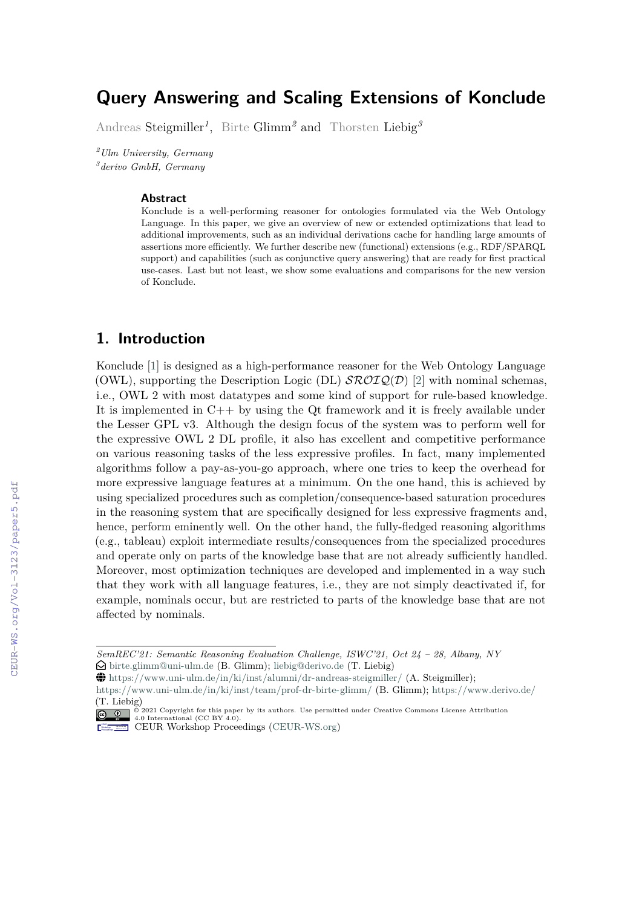# Query Answering and Scaling Extensions of Konclude

Andreas Steigmiller[1], Birte Glimm[2] and Thorsten Liebig[3]

[2] *Ulm University, Germany*
[3] *derivo GmbH, Germany*

### Abstract

Konclude is a well-performing reasoner for ontologies formulated via the Web Ontology Language. In this paper, we give an overview of new or extended optimizations that lead to additional improvements, such as an individual derivations cache for handling large amounts of assertions more efficiently. We further describe new (functional) extensions (e.g., RDF/SPARQL support) and capabilities (such as conjunctive query answering) that are ready for first practical use-cases. Last but not least, we show some evaluations and comparisons for the new version of Konclude.

## 1. Introduction

Konclude [1] is designed as a high-performance reasoner for the Web Ontology Language (OWL), supporting the Description Logic (DL) $\mathcal{SROIQ}(\mathcal{D})$ [2] with nominal schemas, i.e., OWL 2 with most datatypes and some kind of support for rule-based knowledge. It is implemented in C++ by using the Qt framework and it is freely available under the Lesser GPL v3. Although the design focus of the system was to perform well for the expressive OWL 2 DL profile, it also has excellent and competitive performance on various reasoning tasks of the less expressive profiles. In fact, many implemented algorithms follow a pay-as-you-go approach, where one tries to keep the overhead for more expressive language features at a minimum. On the one hand, this is achieved by using specialized procedures such as completion/consequence-based saturation procedures in the reasoning system that are specifically designed for less expressive fragments and, hence, perform eminently well. On the other hand, the fully-fledged reasoning algorithms (e.g., tableau) exploit intermediate results/consequences from the specialized procedures and operate only on parts of the knowledge base that are not already sufficiently handled. Moreover, most optimization techniques are developed and implemented in a way such that they work with all language features, i.e., they are not simply deactivated if, for example, nominals occur, but are restricted to parts of the knowledge base that are not affected by nominals.

---

*SemREC'21: Semantic Reasoning Evaluation Challenge, ISWC'21, Oct 24 – 28, Albany, NY*
birte.glimm@uni-ulm.de (B. Glimm); liebig@derivo.de (T. Liebig)
https://www.uni-ulm.de/in/ki/inst/alumni/dr-andreas-steigmiller/ (A. Steigmiller); https://www.uni-ulm.de/in/ki/inst/team/prof-dr-birte-glimm/ (B. Glimm); https://www.derivo.de/ (T. Liebig)
© 2021 Copyright for this paper by its authors. Use permitted under Creative Commons License Attribution 4.0 International (CC BY 4.0).
CEUR Workshop Proceedings (CEUR-WS.org)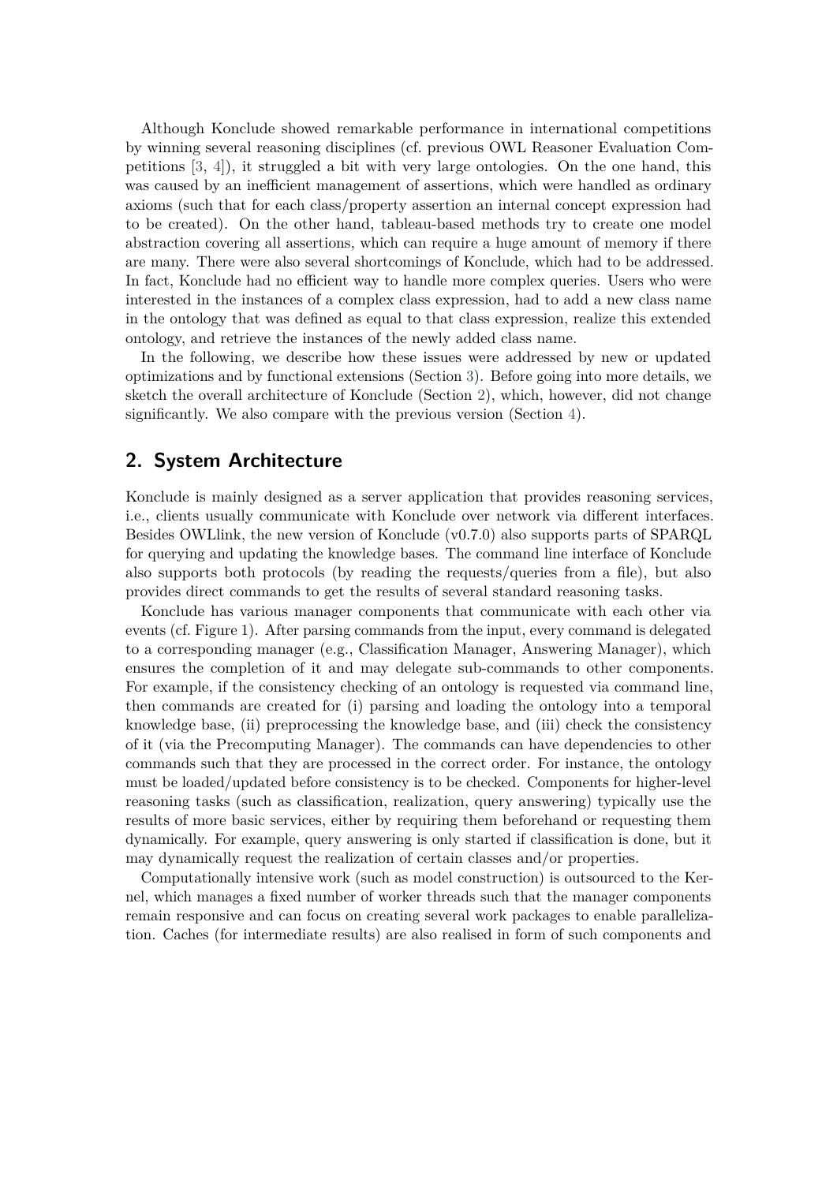Although Konclude showed remarkable performance in international competitions by winning several reasoning disciplines (cf. previous OWL Reasoner Evaluation Competitions [3, 4]), it struggled a bit with very large ontologies. On the one hand, this was caused by an inefficient management of assertions, which were handled as ordinary axioms (such that for each class/property assertion an internal concept expression had to be created). On the other hand, tableau-based methods try to create one model abstraction covering all assertions, which can require a huge amount of memory if there are many. There were also several shortcomings of Konclude, which had to be addressed. In fact, Konclude had no efficient way to handle more complex queries. Users who were interested in the instances of a complex class expression, had to add a new class name in the ontology that was defined as equal to that class expression, realize this extended ontology, and retrieve the instances of the newly added class name.

In the following, we describe how these issues were addressed by new or updated optimizations and by functional extensions (Section 3). Before going into more details, we sketch the overall architecture of Konclude (Section 2), which, however, did not change significantly. We also compare with the previous version (Section 4).

## 2. System Architecture

Konclude is mainly designed as a server application that provides reasoning services, i.e., clients usually communicate with Konclude over network via different interfaces. Besides OWLlink, the new version of Konclude (v0.7.0) also supports parts of SPARQL for querying and updating the knowledge bases. The command line interface of Konclude also supports both protocols (by reading the requests/queries from a file), but also provides direct commands to get the results of several standard reasoning tasks.

Konclude has various manager components that communicate with each other via events (cf. Figure 1). After parsing commands from the input, every command is delegated to a corresponding manager (e.g., Classification Manager, Answering Manager), which ensures the completion of it and may delegate sub-commands to other components. For example, if the consistency checking of an ontology is requested via command line, then commands are created for (i) parsing and loading the ontology into a temporal knowledge base, (ii) preprocessing the knowledge base, and (iii) check the consistency of it (via the Precomputing Manager). The commands can have dependencies to other commands such that they are processed in the correct order. For instance, the ontology must be loaded/updated before consistency is to be checked. Components for higher-level reasoning tasks (such as classification, realization, query answering) typically use the results of more basic services, either by requiring them beforehand or requesting them dynamically. For example, query answering is only started if classification is done, but it may dynamically request the realization of certain classes and/or properties.

Computationally intensive work (such as model construction) is outsourced to the Kernel, which manages a fixed number of worker threads such that the manager components remain responsive and can focus on creating several work packages to enable parallelization. Caches (for intermediate results) are also realised in form of such components and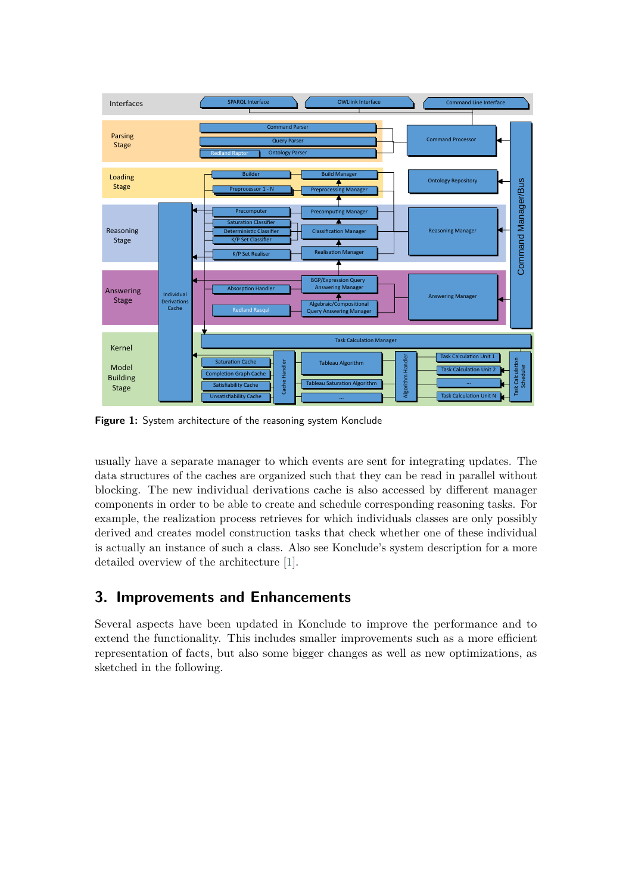**Figure 1:** System architecture of the reasoning system Konclude

usually have a separate manager to which events are sent for integrating updates. The data structures of the caches are organized such that they can be read in parallel without blocking. The new individual derivations cache is also accessed by different manager components in order to be able to create and schedule corresponding reasoning tasks. For example, the realization process retrieves for which individuals classes are only possibly derived and creates model construction tasks that check whether one of these individual is actually an instance of such a class. Also see Konclude's system description for a more detailed overview of the architecture [1].

## 3. Improvements and Enhancements

Several aspects have been updated in Konclude to improve the performance and to extend the functionality. This includes smaller improvements such as a more efficient representation of facts, but also some bigger changes as well as new optimizations, as sketched in the following.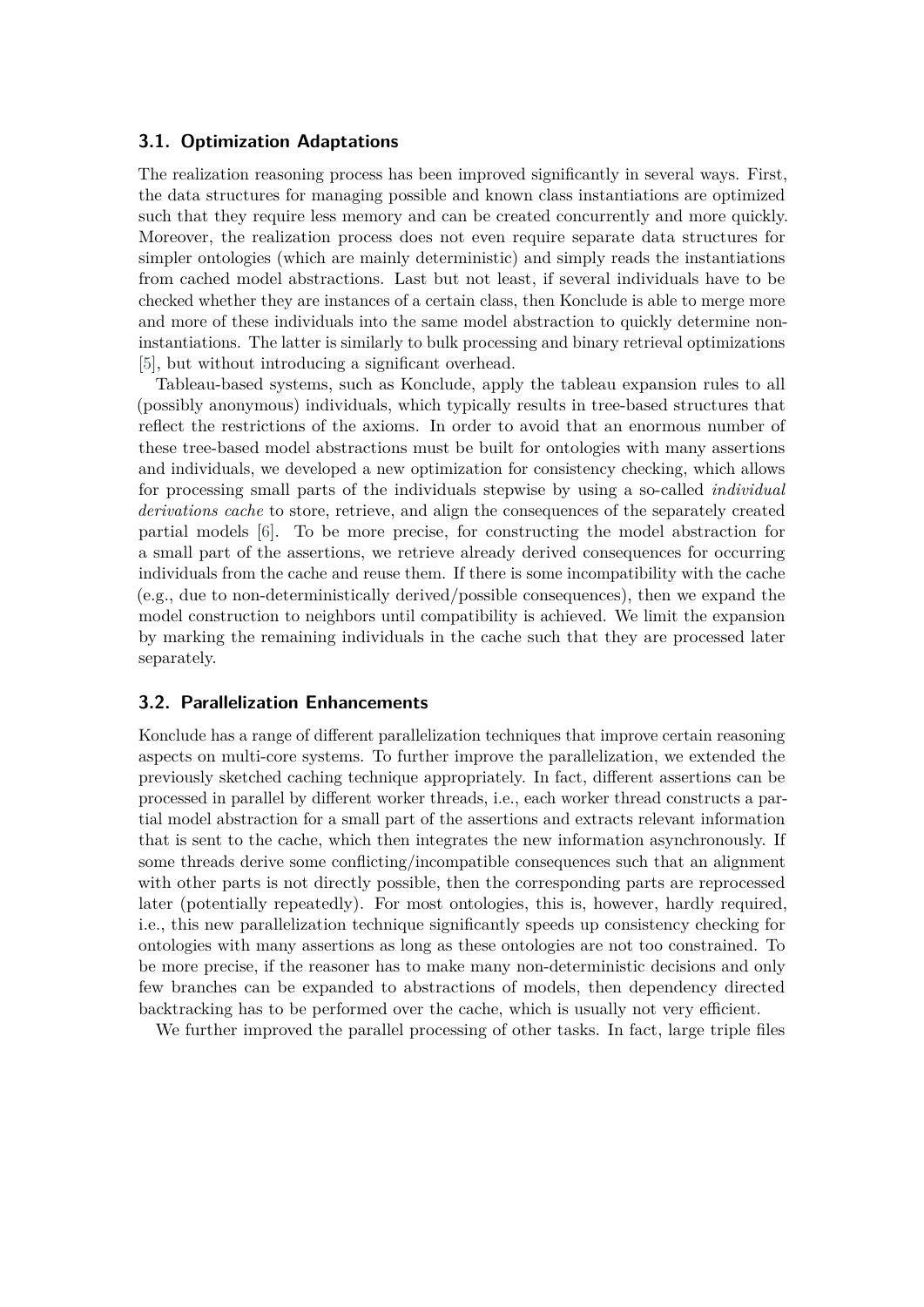### 3.1. Optimization Adaptations

The realization reasoning process has been improved significantly in several ways. First, the data structures for managing possible and known class instantiations are optimized such that they require less memory and can be created concurrently and more quickly. Moreover, the realization process does not even require separate data structures for simpler ontologies (which are mainly deterministic) and simply reads the instantiations from cached model abstractions. Last but not least, if several individuals have to be checked whether they are instances of a certain class, then Konclude is able to merge more and more of these individuals into the same model abstraction to quickly determine non-instantiations. The latter is similarly to bulk processing and binary retrieval optimizations [5], but without introducing a significant overhead.

Tableau-based systems, such as Konclude, apply the tableau expansion rules to all (possibly anonymous) individuals, which typically results in tree-based structures that reflect the restrictions of the axioms. In order to avoid that an enormous number of these tree-based model abstractions must be built for ontologies with many assertions and individuals, we developed a new optimization for consistency checking, which allows for processing small parts of the individuals stepwise by using a so-called *individual derivations cache* to store, retrieve, and align the consequences of the separately created partial models [6]. To be more precise, for constructing the model abstraction for a small part of the assertions, we retrieve already derived consequences for occurring individuals from the cache and reuse them. If there is some incompatibility with the cache (e.g., due to non-deterministically derived/possible consequences), then we expand the model construction to neighbors until compatibility is achieved. We limit the expansion by marking the remaining individuals in the cache such that they are processed later separately.

### 3.2. Parallelization Enhancements

Konclude has a range of different parallelization techniques that improve certain reasoning aspects on multi-core systems. To further improve the parallelization, we extended the previously sketched caching technique appropriately. In fact, different assertions can be processed in parallel by different worker threads, i.e., each worker thread constructs a partial model abstraction for a small part of the assertions and extracts relevant information that is sent to the cache, which then integrates the new information asynchronously. If some threads derive some conflicting/incompatible consequences such that an alignment with other parts is not directly possible, then the corresponding parts are reprocessed later (potentially repeatedly). For most ontologies, this is, however, hardly required, i.e., this new parallelization technique significantly speeds up consistency checking for ontologies with many assertions as long as these ontologies are not too constrained. To be more precise, if the reasoner has to make many non-deterministic decisions and only few branches can be expanded to abstractions of models, then dependency directed backtracking has to be performed over the cache, which is usually not very efficient.

We further improved the parallel processing of other tasks. In fact, large triple files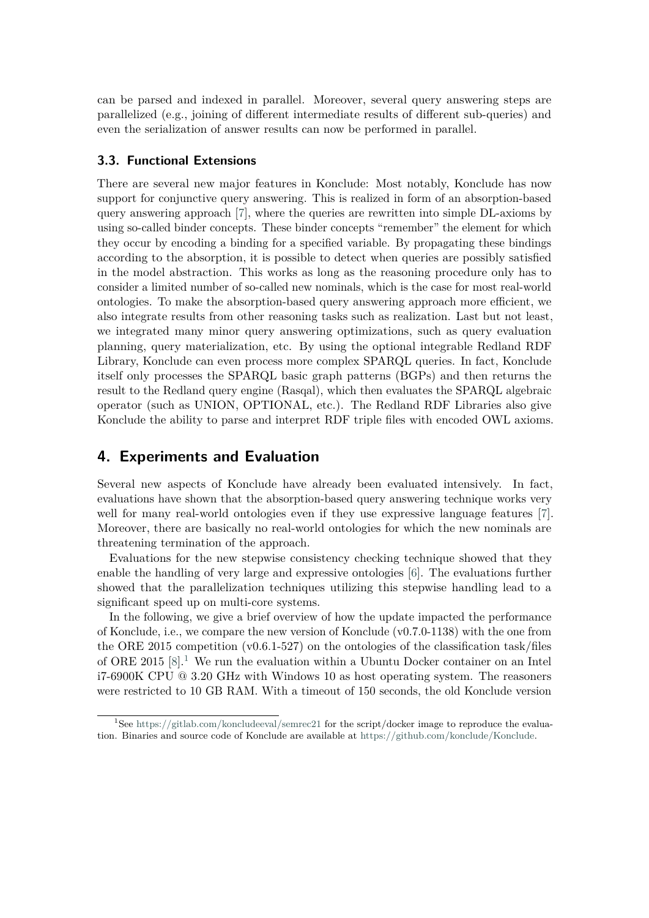can be parsed and indexed in parallel. Moreover, several query answering steps are parallelized (e.g., joining of different intermediate results of different sub-queries) and even the serialization of answer results can now be performed in parallel.

### 3.3. Functional Extensions

There are several new major features in Konclude: Most notably, Konclude has now support for conjunctive query answering. This is realized in form of an absorption-based query answering approach [7], where the queries are rewritten into simple DL-axioms by using so-called binder concepts. These binder concepts "remember" the element for which they occur by encoding a binding for a specified variable. By propagating these bindings according to the absorption, it is possible to detect when queries are possibly satisfied in the model abstraction. This works as long as the reasoning procedure only has to consider a limited number of so-called new nominals, which is the case for most real-world ontologies. To make the absorption-based query answering approach more efficient, we also integrate results from other reasoning tasks such as realization. Last but not least, we integrated many minor query answering optimizations, such as query evaluation planning, query materialization, etc. By using the optional integrable Redland RDF Library, Konclude can even process more complex SPARQL queries. In fact, Konclude itself only processes the SPARQL basic graph patterns (BGPs) and then returns the result to the Redland query engine (Rasqal), which then evaluates the SPARQL algebraic operator (such as UNION, OPTIONAL, etc.). The Redland RDF Libraries also give Konclude the ability to parse and interpret RDF triple files with encoded OWL axioms.

## 4. Experiments and Evaluation

Several new aspects of Konclude have already been evaluated intensively. In fact, evaluations have shown that the absorption-based query answering technique works very well for many real-world ontologies even if they use expressive language features [7]. Moreover, there are basically no real-world ontologies for which the new nominals are threatening termination of the approach.

Evaluations for the new stepwise consistency checking technique showed that they enable the handling of very large and expressive ontologies [6]. The evaluations further showed that the parallelization techniques utilizing this stepwise handling lead to a significant speed up on multi-core systems.

In the following, we give a brief overview of how the update impacted the performance of Konclude, i.e., we compare the new version of Konclude (v0.7.0-1138) with the one from the ORE 2015 competition (v0.6.1-527) on the ontologies of the classification task/files of ORE 2015 [8].[1] We run the evaluation within a Ubuntu Docker container on an Intel i7-6900K CPU @ 3.20 GHz with Windows 10 as host operating system. The reasoners were restricted to 10 GB RAM. With a timeout of 150 seconds, the old Konclude version

[1] See https://gitlab.com/koncludeeval/semrec21 for the script/docker image to reproduce the evaluation. Binaries and source code of Konclude are available at https://github.com/konclude/Konclude.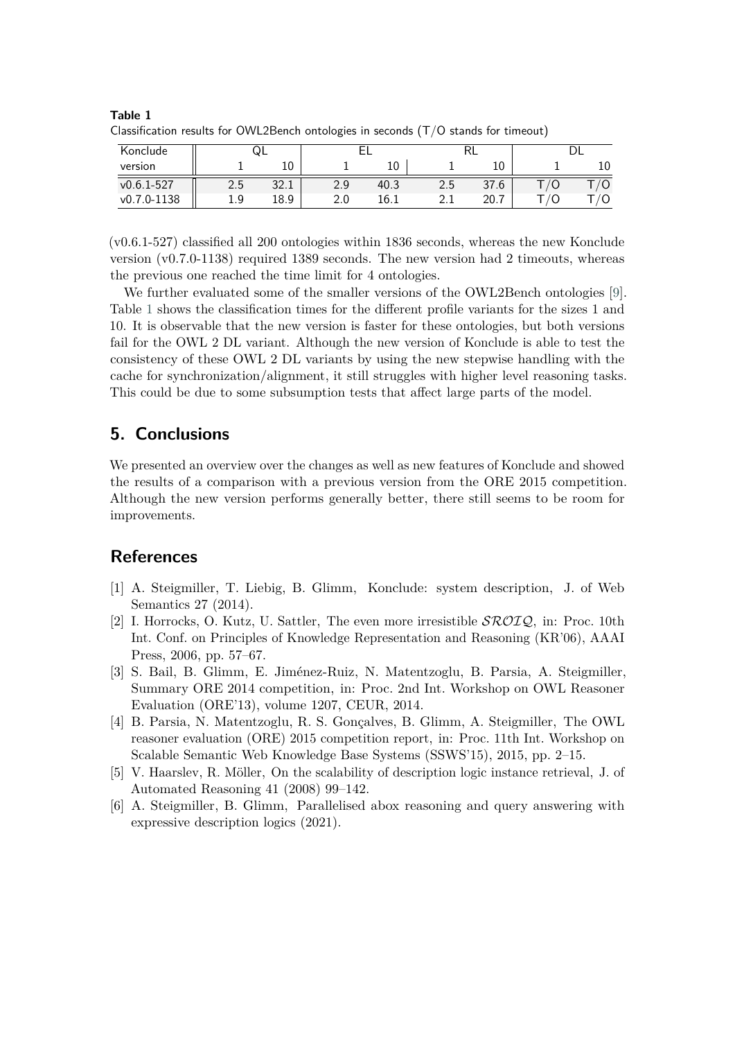**Table 1**
Classification results for OWL2Bench ontologies in seconds (T/O stands for timeout)

| Konclude | QL | | EL | | RL | | DL | |
|---|---|---|---|---|---|---|---|---|
| version | 1 | 10 | 1 | 10 | 1 | 10 | 1 | 10 |
| v0.6.1-527 | 2.5 | 32.1 | 2.9 | 40.3 | 2.5 | 37.6 | T/O | T/O |
| v0.7.0-1138 | 1.9 | 18.9 | 2.0 | 16.1 | 2.1 | 20.7 | T/O | T/O |

(v0.6.1-527) classified all 200 ontologies within 1836 seconds, whereas the new Konclude version (v0.7.0-1138) required 1389 seconds. The new version had 2 timeouts, whereas the previous one reached the time limit for 4 ontologies.

We further evaluated some of the smaller versions of the OWL2Bench ontologies [9]. Table 1 shows the classification times for the different profile variants for the sizes 1 and 10. It is observable that the new version is faster for these ontologies, but both versions fail for the OWL 2 DL variant. Although the new version of Konclude is able to test the consistency of these OWL 2 DL variants by using the new stepwise handling with the cache for synchronization/alignment, it still struggles with higher level reasoning tasks. This could be due to some subsumption tests that affect large parts of the model.

## 5. Conclusions

We presented an overview over the changes as well as new features of Konclude and showed the results of a comparison with a previous version from the ORE 2015 competition. Although the new version performs generally better, there still seems to be room for improvements.

## References

[1] A. Steigmiller, T. Liebig, B. Glimm, Konclude: system description, J. of Web Semantics 27 (2014).

[2] I. Horrocks, O. Kutz, U. Sattler, The even more irresistible $\mathcal{SROIQ}$, in: Proc. 10th Int. Conf. on Principles of Knowledge Representation and Reasoning (KR'06), AAAI Press, 2006, pp. 57–67.

[3] S. Bail, B. Glimm, E. Jiménez-Ruiz, N. Matentzoglu, B. Parsia, A. Steigmiller, Summary ORE 2014 competition, in: Proc. 2nd Int. Workshop on OWL Reasoner Evaluation (ORE'13), volume 1207, CEUR, 2014.

[4] B. Parsia, N. Matentzoglu, R. S. Gonçalves, B. Glimm, A. Steigmiller, The OWL reasoner evaluation (ORE) 2015 competition report, in: Proc. 11th Int. Workshop on Scalable Semantic Web Knowledge Base Systems (SSWS'15), 2015, pp. 2–15.

[5] V. Haarslev, R. Möller, On the scalability of description logic instance retrieval, J. of Automated Reasoning 41 (2008) 99–142.

[6] A. Steigmiller, B. Glimm, Parallelised abox reasoning and query answering with expressive description logics (2021).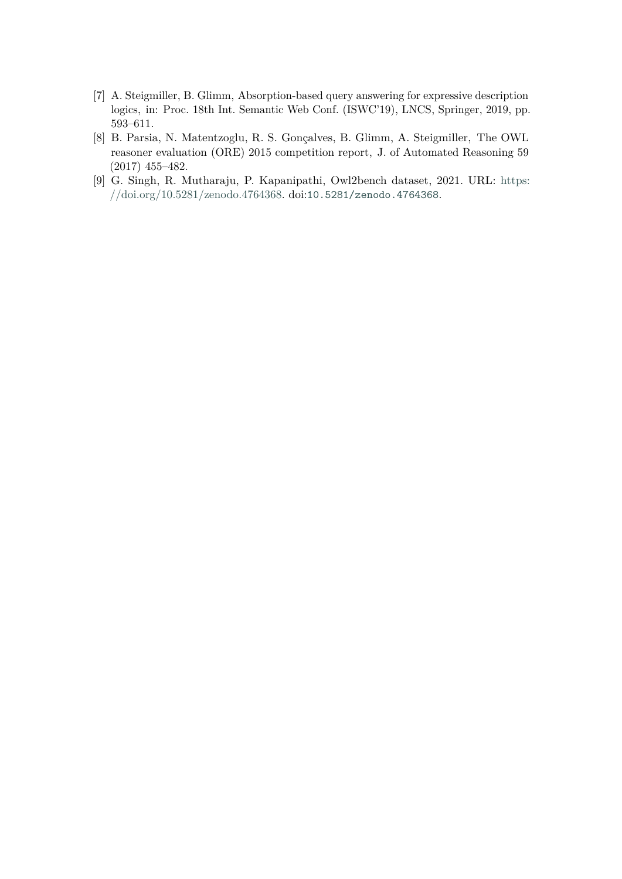[7] A. Steigmiller, B. Glimm, Absorption-based query answering for expressive description logics, in: Proc. 18th Int. Semantic Web Conf. (ISWC'19), LNCS, Springer, 2019, pp. 593–611.

[8] B. Parsia, N. Matentzoglu, R. S. Gonçalves, B. Glimm, A. Steigmiller, The OWL reasoner evaluation (ORE) 2015 competition report, J. of Automated Reasoning 59 (2017) 455–482.

[9] G. Singh, R. Mutharaju, P. Kapanipathi, Owl2bench dataset, 2021. URL: https://doi.org/10.5281/zenodo.4764368. doi:10.5281/zenodo.4764368.